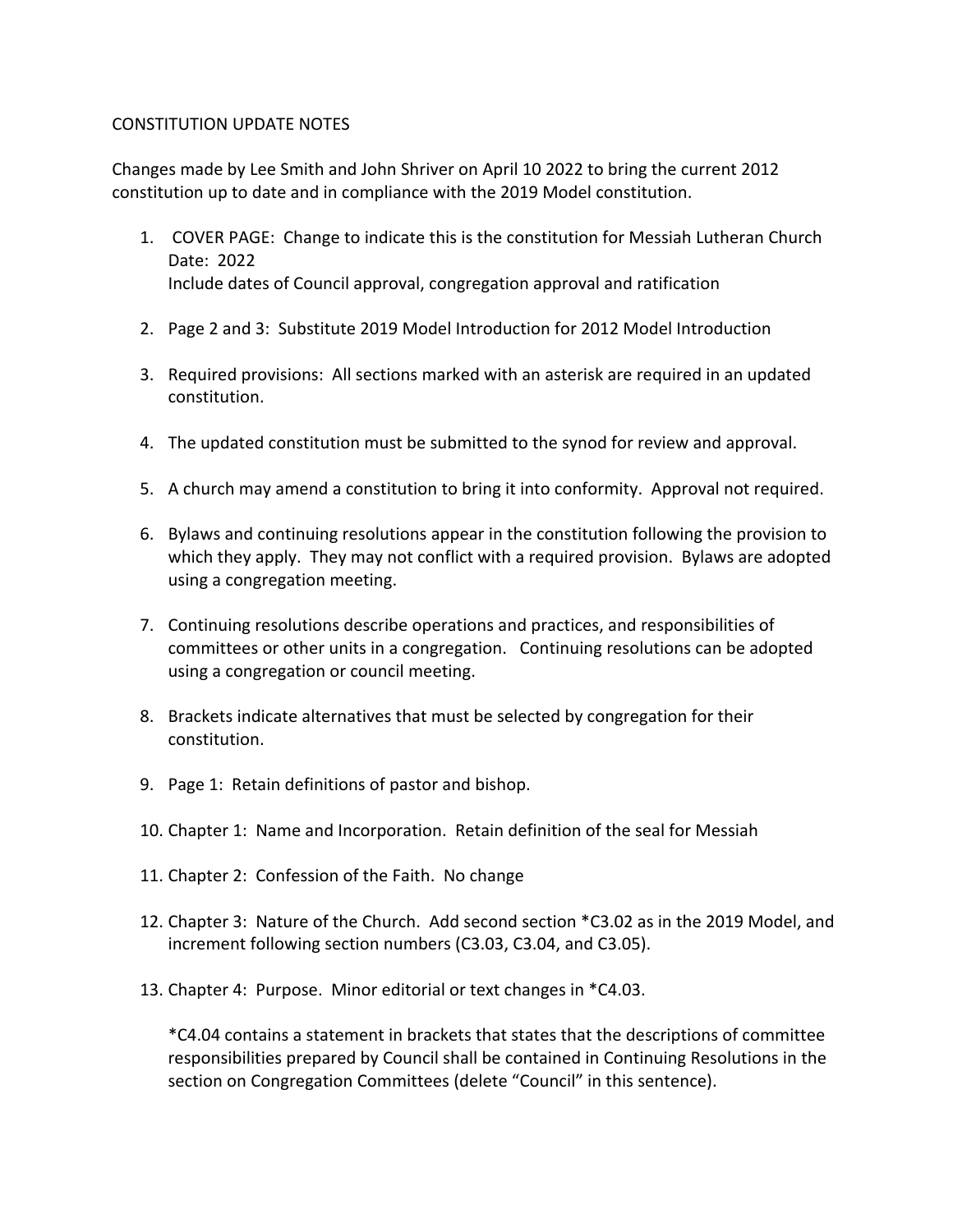CONSTITUTION UPDATE NOTES

Changes made by Lee Smith and John Shriver on April 10 2022 to bring the current 2012 constitution up to date and in compliance with the 2019 Model constitution.

1. COVER PAGE: Change to indicate this is the constitution for Messiah Lutheran Church
   Date: 2022
   Include dates of Council approval, congregation approval and ratification

2. Page 2 and 3: Substitute 2019 Model Introduction for 2012 Model Introduction

3. Required provisions: All sections marked with an asterisk are required in an updated constitution.

4. The updated constitution must be submitted to the synod for review and approval.

5. A church may amend a constitution to bring it into conformity. Approval not required.

6. Bylaws and continuing resolutions appear in the constitution following the provision to which they apply. They may not conflict with a required provision. Bylaws are adopted using a congregation meeting.

7. Continuing resolutions describe operations and practices, and responsibilities of committees or other units in a congregation. Continuing resolutions can be adopted using a congregation or council meeting.

8. Brackets indicate alternatives that must be selected by congregation for their constitution.

9. Page 1: Retain definitions of pastor and bishop.

10. Chapter 1: Name and Incorporation. Retain definition of the seal for Messiah

11. Chapter 2: Confession of the Faith. No change

12. Chapter 3: Nature of the Church. Add second section *C3.02 as in the 2019 Model, and increment following section numbers (C3.03, C3.04, and C3.05).

13. Chapter 4: Purpose. Minor editorial or text changes in *C4.03.

    *C4.04 contains a statement in brackets that states that the descriptions of committee responsibilities prepared by Council shall be contained in Continuing Resolutions in the section on Congregation Committees (delete "Council" in this sentence).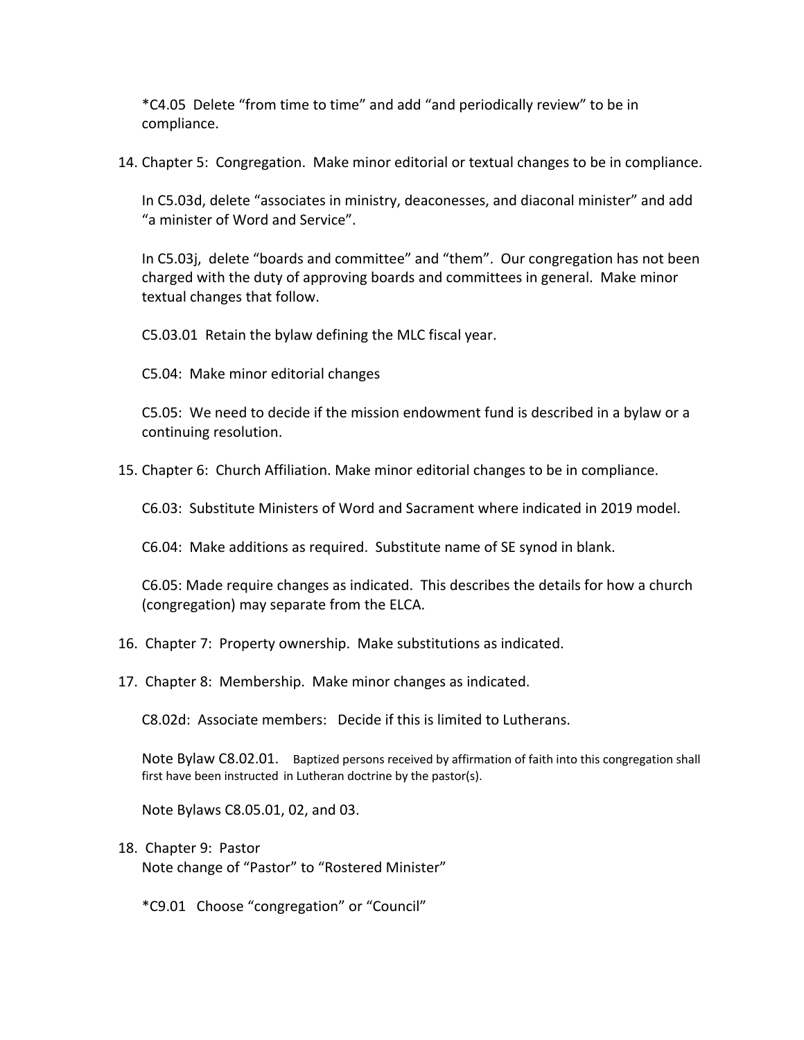*C4.05  Delete “from time to time” and add “and periodically review” to be in compliance.

14. Chapter 5:  Congregation.  Make minor editorial or textual changes to be in compliance.

    In C5.03d, delete “associates in ministry, deaconesses, and diaconal minister” and add “a minister of Word and Service”.

    In C5.03j,  delete “boards and committee” and “them”.  Our congregation has not been charged with the duty of approving boards and committees in general.  Make minor textual changes that follow.

    C5.03.01  Retain the bylaw defining the MLC fiscal year.

    C5.04:  Make minor editorial changes

    C5.05:  We need to decide if the mission endowment fund is described in a bylaw or a continuing resolution.

15. Chapter 6:  Church Affiliation. Make minor editorial changes to be in compliance.

    C6.03:  Substitute Ministers of Word and Sacrament where indicated in 2019 model.

    C6.04:  Make additions as required.  Substitute name of SE synod in blank.

    C6.05: Made require changes as indicated.  This describes the details for how a church (congregation) may separate from the ELCA.

16. Chapter 7:  Property ownership.  Make substitutions as indicated.

17. Chapter 8:  Membership.  Make minor changes as indicated.

    C8.02d:  Associate members:   Decide if this is limited to Lutherans.

    Note Bylaw C8.02.01.    Baptized persons received by affirmation of faith into this congregation shall first have been instructed in Lutheran doctrine by the pastor(s).

    Note Bylaws C8.05.01, 02, and 03.

18. Chapter 9:  Pastor
    Note change of “Pastor” to “Rostered Minister”

    *C9.01   Choose “congregation” or “Council”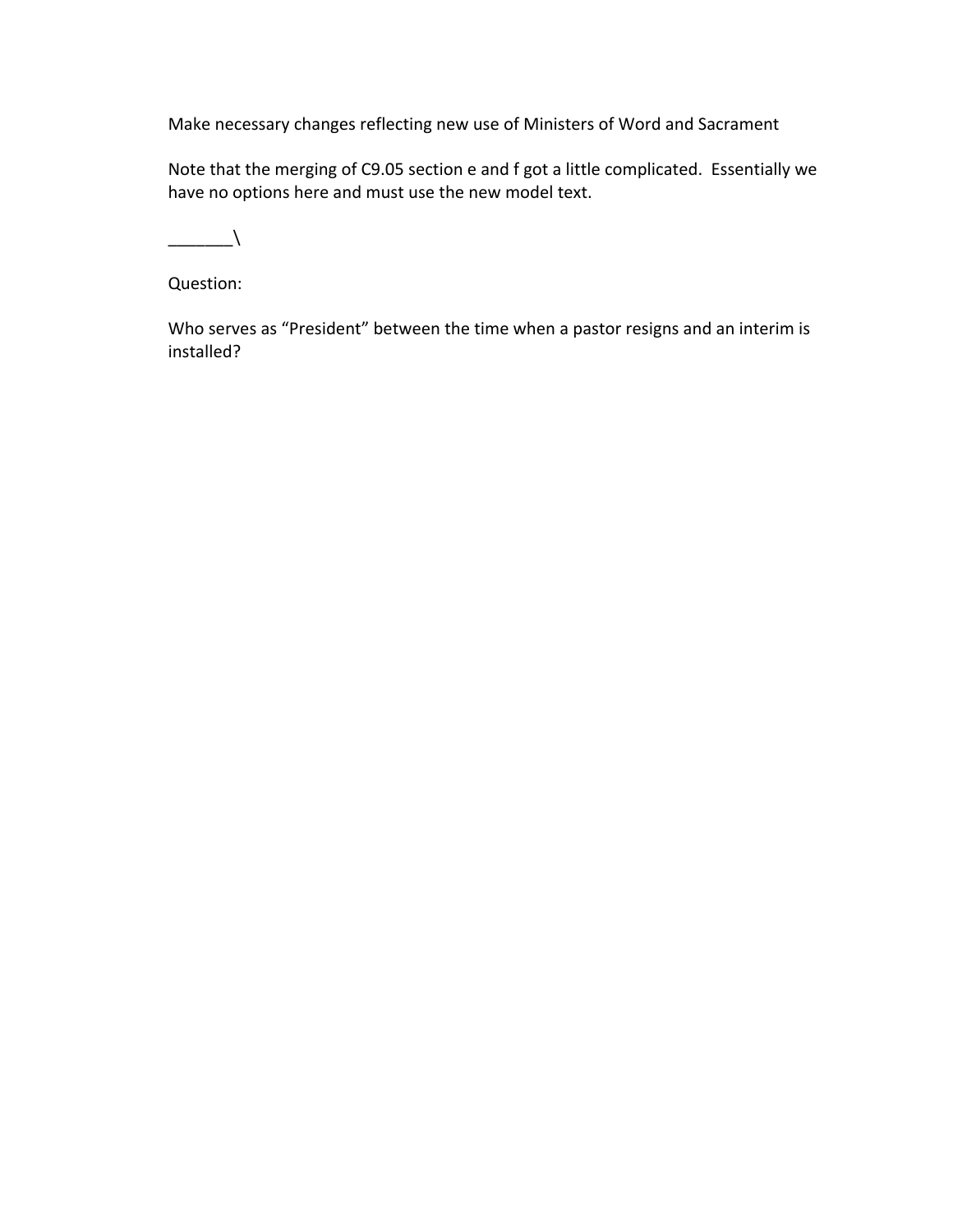Make necessary changes reflecting new use of Ministers of Word and Sacrament

Note that the merging of C9.05 section e and f got a little complicated. Essentially we have no options here and must use the new model text.

_______\

Question:

Who serves as "President" between the time when a pastor resigns and an interim is installed?